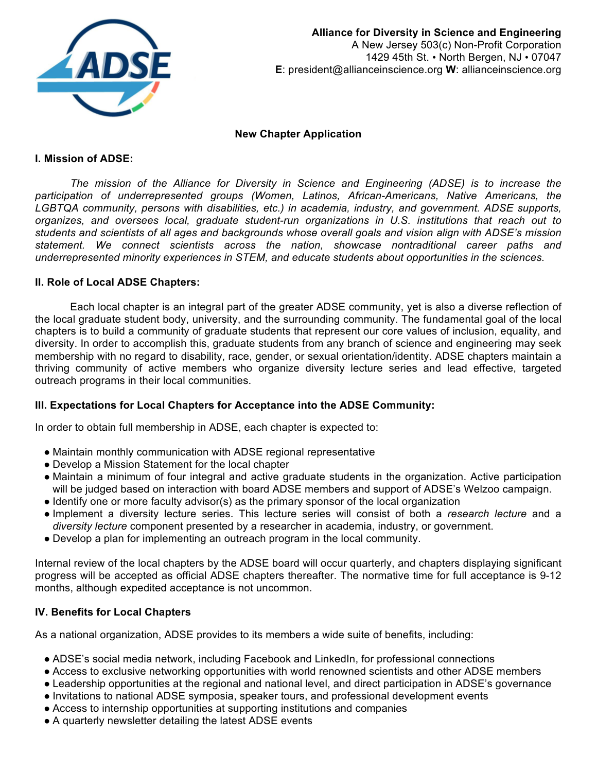**Alliance for Diversity in Science and Engineering**
A New Jersey 503(c) Non-Profit Corporation
1429 45th St. • North Bergen, NJ • 07047
**E**: president@allianceinscience.org **W**: allianceinscience.org

## New Chapter Application

### I. Mission of ADSE:

*The mission of the Alliance for Diversity in Science and Engineering (ADSE) is to increase the participation of underrepresented groups (Women, Latinos, African-Americans, Native Americans, the LGBTQA community, persons with disabilities, etc.) in academia, industry, and government. ADSE supports, organizes, and oversees local, graduate student-run organizations in U.S. institutions that reach out to students and scientists of all ages and backgrounds whose overall goals and vision align with ADSE's mission statement. We connect scientists across the nation, showcase nontraditional career paths and underrepresented minority experiences in STEM, and educate students about opportunities in the sciences.*

### II. Role of Local ADSE Chapters:

Each local chapter is an integral part of the greater ADSE community, yet is also a diverse reflection of the local graduate student body, university, and the surrounding community. The fundamental goal of the local chapters is to build a community of graduate students that represent our core values of inclusion, equality, and diversity. In order to accomplish this, graduate students from any branch of science and engineering may seek membership with no regard to disability, race, gender, or sexual orientation/identity. ADSE chapters maintain a thriving community of active members who organize diversity lecture series and lead effective, targeted outreach programs in their local communities.

### III. Expectations for Local Chapters for Acceptance into the ADSE Community:

In order to obtain full membership in ADSE, each chapter is expected to:

- Maintain monthly communication with ADSE regional representative
- Develop a Mission Statement for the local chapter
- Maintain a minimum of four integral and active graduate students in the organization. Active participation will be judged based on interaction with board ADSE members and support of ADSE's Welzoo campaign.
- Identify one or more faculty advisor(s) as the primary sponsor of the local organization
- Implement a diversity lecture series. This lecture series will consist of both a *research lecture* and a *diversity lecture* component presented by a researcher in academia, industry, or government.
- Develop a plan for implementing an outreach program in the local community.

Internal review of the local chapters by the ADSE board will occur quarterly, and chapters displaying significant progress will be accepted as official ADSE chapters thereafter. The normative time for full acceptance is 9-12 months, although expedited acceptance is not uncommon.

### IV. Benefits for Local Chapters

As a national organization, ADSE provides to its members a wide suite of benefits, including:

- ADSE's social media network, including Facebook and LinkedIn, for professional connections
- Access to exclusive networking opportunities with world renowned scientists and other ADSE members
- Leadership opportunities at the regional and national level, and direct participation in ADSE's governance
- Invitations to national ADSE symposia, speaker tours, and professional development events
- Access to internship opportunities at supporting institutions and companies
- A quarterly newsletter detailing the latest ADSE events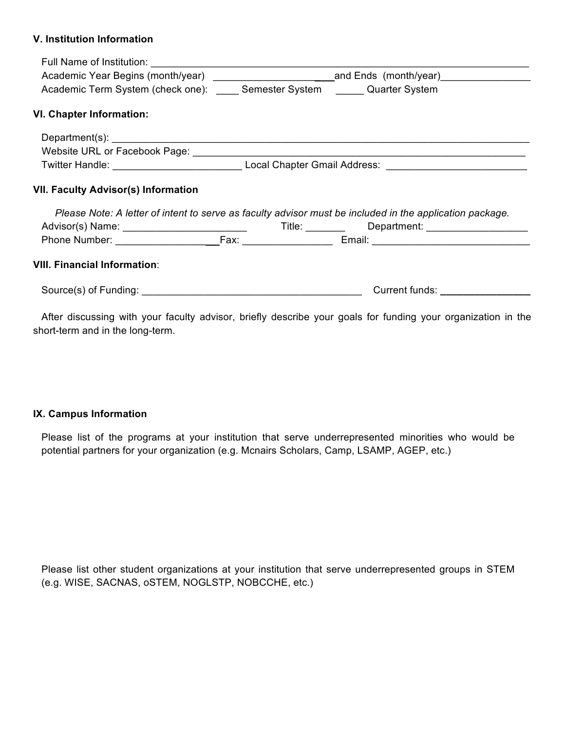**V. Institution Information**

Full Name of Institution: ______________________________________________________________________

Academic Year Begins (month/year) ______________________and Ends (month/year)________________

Academic Term System (check one): ____ Semester System _____ Quarter System

**VI. Chapter Information:**

Department(s): ________________________________________________________________________

Website URL or Facebook Page: _________________________________________________________

Twitter Handle: ______________________ Local Chapter Gmail Address: _________________________

**VII. Faculty Advisor(s) Information**

*Please Note: A letter of intent to serve as faculty advisor must be included in the application package.*

Advisor(s) Name: ______________________ Title: _______ Department: __________________

Phone Number: ____________________Fax: ________________ Email: _____________________________

**VIII. Financial Information**:

Source(s) of Funding: ________________________________________ Current funds: ________________

After discussing with your faculty advisor, briefly describe your goals for funding your organization in the short-term and in the long-term.

**IX. Campus Information**

Please list of the programs at your institution that serve underrepresented minorities who would be potential partners for your organization (e.g. Mcnairs Scholars, Camp, LSAMP, AGEP, etc.)

Please list other student organizations at your institution that serve underrepresented groups in STEM (e.g. WISE, SACNAS, oSTEM, NOGLSTP, NOBCCHE, etc.)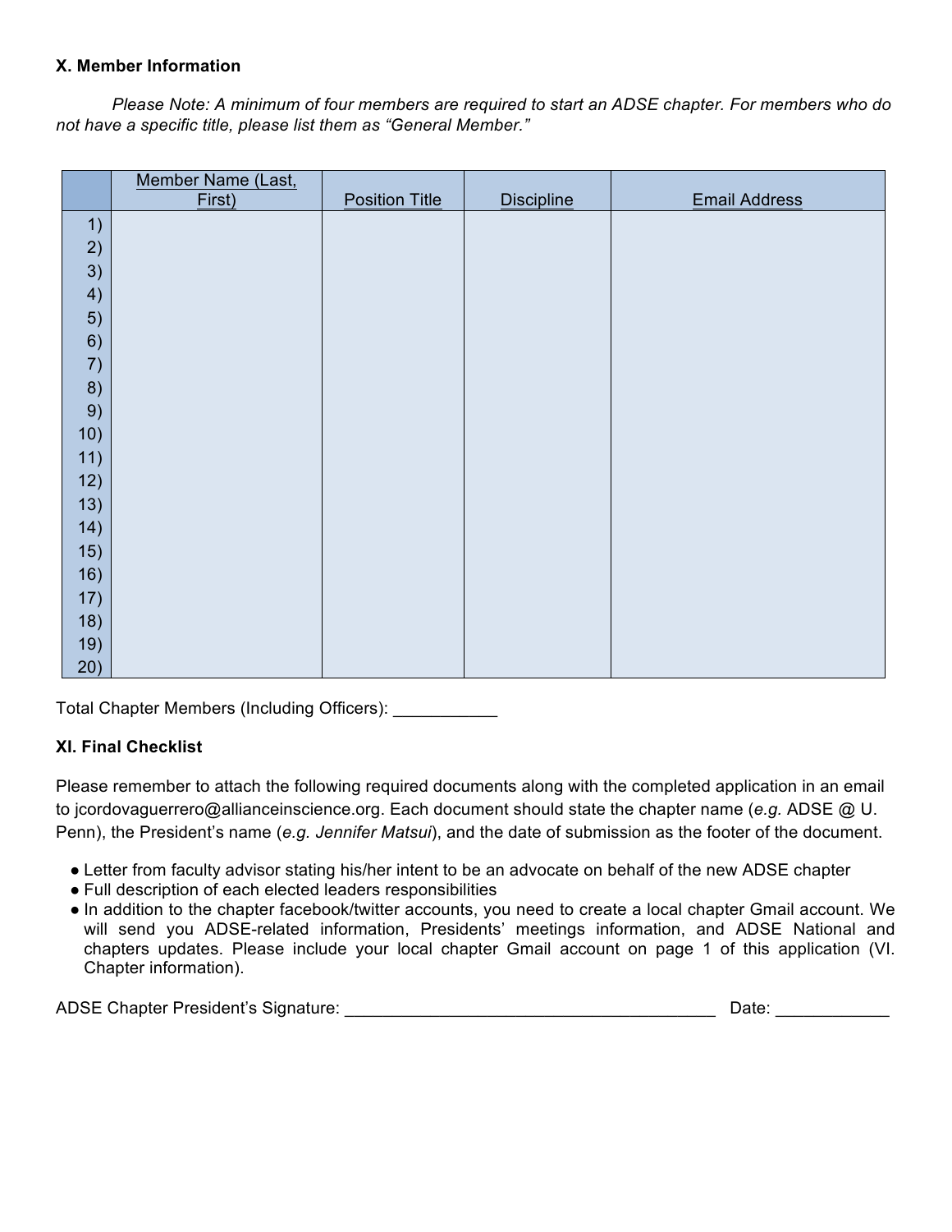### X. Member Information

*Please Note: A minimum of four members are required to start an ADSE chapter. For members who do not have a specific title, please list them as "General Member."*

| | Member Name (Last, First) | Position Title | Discipline | Email Address |
|---|---|---|---|---|
| 1) | | | | |
| 2) | | | | |
| 3) | | | | |
| 4) | | | | |
| 5) | | | | |
| 6) | | | | |
| 7) | | | | |
| 8) | | | | |
| 9) | | | | |
| 10) | | | | |
| 11) | | | | |
| 12) | | | | |
| 13) | | | | |
| 14) | | | | |
| 15) | | | | |
| 16) | | | | |
| 17) | | | | |
| 18) | | | | |
| 19) | | | | |
| 20) | | | | |

Total Chapter Members (Including Officers): ___________

### XI. Final Checklist

Please remember to attach the following required documents along with the completed application in an email to jcordovaguerrero@allianceinscience.org. Each document should state the chapter name (*e.g.* ADSE @ U. Penn), the President's name (*e.g. Jennifer Matsui*), and the date of submission as the footer of the document.

- Letter from faculty advisor stating his/her intent to be an advocate on behalf of the new ADSE chapter
- Full description of each elected leaders responsibilities
- In addition to the chapter facebook/twitter accounts, you need to create a local chapter Gmail account. We will send you ADSE-related information, Presidents' meetings information, and ADSE National and chapters updates. Please include your local chapter Gmail account on page 1 of this application (VI. Chapter information).

ADSE Chapter President's Signature: ________________________________________ Date: ____________